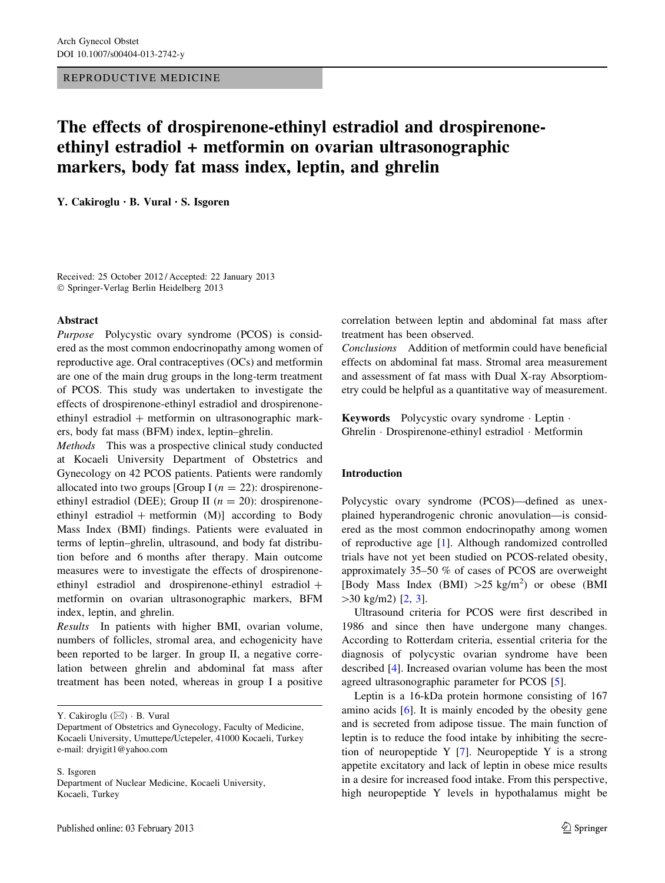REPRODUCTIVE MEDICINE

# The effects of drospirenone-ethinyl estradiol and drospirenone-ethinyl estradiol + metformin on ovarian ultrasonographic markers, body fat mass index, leptin, and ghrelin

**Y. Cakiroglu · B. Vural · S. Isgoren**

Received: 25 October 2012 / Accepted: 22 January 2013
© Springer-Verlag Berlin Heidelberg 2013

## Abstract

*Purpose* Polycystic ovary syndrome (PCOS) is considered as the most common endocrinopathy among women of reproductive age. Oral contraceptives (OCs) and metformin are one of the main drug groups in the long-term treatment of PCOS. This study was undertaken to investigate the effects of drospirenone-ethinyl estradiol and drospirenone-ethinyl estradiol + metformin on ultrasonographic markers, body fat mass (BFM) index, leptin–ghrelin.

*Methods* This was a prospective clinical study conducted at Kocaeli University Department of Obstetrics and Gynecology on 42 PCOS patients. Patients were randomly allocated into two groups [Group I ($n = 22$): drospirenone-ethinyl estradiol (DEE); Group II ($n = 20$): drospirenone-ethinyl estradiol + metformin (M)] according to Body Mass Index (BMI) findings. Patients were evaluated in terms of leptin–ghrelin, ultrasound, and body fat distribution before and 6 months after therapy. Main outcome measures were to investigate the effects of drospirenone-ethinyl estradiol and drospirenone-ethinyl estradiol + metformin on ovarian ultrasonographic markers, BFM index, leptin, and ghrelin.

*Results* In patients with higher BMI, ovarian volume, numbers of follicles, stromal area, and echogenicity have been reported to be larger. In group II, a negative correlation between ghrelin and abdominal fat mass after treatment has been noted, whereas in group I a positive correlation between leptin and abdominal fat mass after treatment has been observed.

*Conclusions* Addition of metformin could have beneficial effects on abdominal fat mass. Stromal area measurement and assessment of fat mass with Dual X-ray Absorptiometry could be helpful as a quantitative way of measurement.

**Keywords** Polycystic ovary syndrome · Leptin · Ghrelin · Drospirenone-ethinyl estradiol · Metformin

Y. Cakiroglu (✉) · B. Vural
Department of Obstetrics and Gynecology, Faculty of Medicine, Kocaeli University, Umuttepe/Uctepeler, 41000 Kocaeli, Turkey
e-mail: dryigit1@yahoo.com

S. Isgoren
Department of Nuclear Medicine, Kocaeli University, Kocaeli, Turkey

## Introduction

Polycystic ovary syndrome (PCOS)—defined as unexplained hyperandrogenic chronic anovulation—is considered as the most common endocrinopathy among women of reproductive age [1]. Although randomized controlled trials have not yet been studied on PCOS-related obesity, approximately 35–50 % of cases of PCOS are overweight [Body Mass Index (BMI) >25 kg/m$^2$) or obese (BMI >30 kg/m2) [2, 3].

Ultrasound criteria for PCOS were first described in 1986 and since then have undergone many changes. According to Rotterdam criteria, essential criteria for the diagnosis of polycystic ovarian syndrome have been described [4]. Increased ovarian volume has been the most agreed ultrasonographic parameter for PCOS [5].

Leptin is a 16-kDa protein hormone consisting of 167 amino acids [6]. It is mainly encoded by the obesity gene and is secreted from adipose tissue. The main function of leptin is to reduce the food intake by inhibiting the secretion of neuropeptide Y [7]. Neuropeptide Y is a strong appetite excitatory and lack of leptin in obese mice results in a desire for increased food intake. From this perspective, high neuropeptide Y levels in hypothalamus might be

Published online: 03 February 2013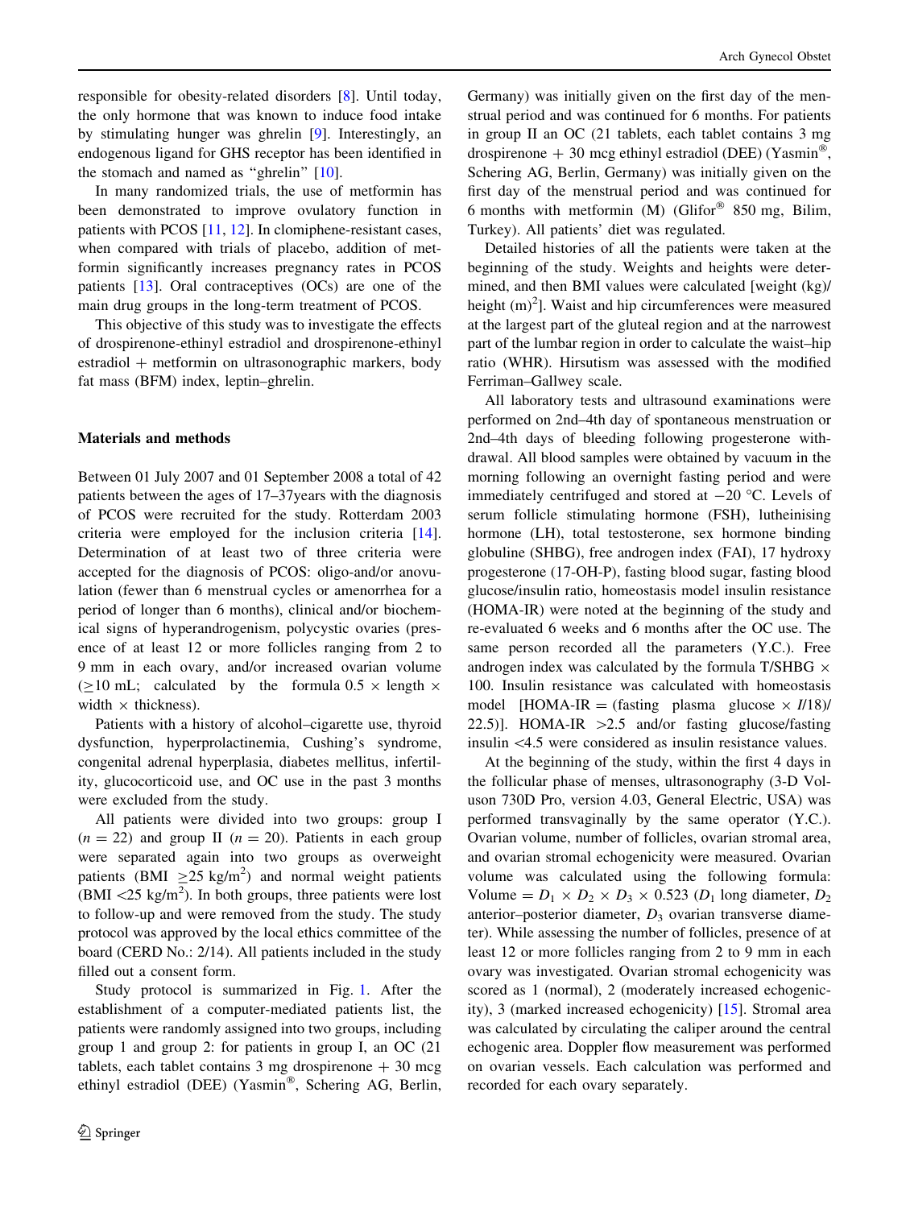responsible for obesity-related disorders [8]. Until today, the only hormone that was known to induce food intake by stimulating hunger was ghrelin [9]. Interestingly, an endogenous ligand for GHS receptor has been identified in the stomach and named as "ghrelin" [10].

In many randomized trials, the use of metformin has been demonstrated to improve ovulatory function in patients with PCOS [11, 12]. In clomiphene-resistant cases, when compared with trials of placebo, addition of metformin significantly increases pregnancy rates in PCOS patients [13]. Oral contraceptives (OCs) are one of the main drug groups in the long-term treatment of PCOS.

This objective of this study was to investigate the effects of drospirenone-ethinyl estradiol and drospirenone-ethinyl estradiol + metformin on ultrasonographic markers, body fat mass (BFM) index, leptin–ghrelin.

## Materials and methods

Between 01 July 2007 and 01 September 2008 a total of 42 patients between the ages of 17–37years with the diagnosis of PCOS were recruited for the study. Rotterdam 2003 criteria were employed for the inclusion criteria [14]. Determination of at least two of three criteria were accepted for the diagnosis of PCOS: oligo-and/or anovulation (fewer than 6 menstrual cycles or amenorrhea for a period of longer than 6 months), clinical and/or biochemical signs of hyperandrogenism, polycystic ovaries (presence of at least 12 or more follicles ranging from 2 to 9 mm in each ovary, and/or increased ovarian volume ($\geq$10 mL; calculated by the formula 0.5 × length × width × thickness).

Patients with a history of alcohol–cigarette use, thyroid dysfunction, hyperprolactinemia, Cushing's syndrome, congenital adrenal hyperplasia, diabetes mellitus, infertility, glucocorticoid use, and OC use in the past 3 months were excluded from the study.

All patients were divided into two groups: group I ($n = 22$) and group II ($n = 20$). Patients in each group were separated again into two groups as overweight patients (BMI $\geq$25 kg/m$^2$) and normal weight patients (BMI <25 kg/m$^2$). In both groups, three patients were lost to follow-up and were removed from the study. The study protocol was approved by the local ethics committee of the board (CERD No.: 2/14). All patients included in the study filled out a consent form.

Study protocol is summarized in Fig. 1. After the establishment of a computer-mediated patients list, the patients were randomly assigned into two groups, including group 1 and group 2: for patients in group I, an OC (21 tablets, each tablet contains 3 mg drospirenone + 30 mcg ethinyl estradiol (DEE) (Yasmin®, Schering AG, Berlin, Germany) was initially given on the first day of the menstrual period and was continued for 6 months. For patients in group II an OC (21 tablets, each tablet contains 3 mg drospirenone + 30 mcg ethinyl estradiol (DEE) (Yasmin®, Schering AG, Berlin, Germany) was initially given on the first day of the menstrual period and was continued for 6 months with metformin (M) (Glifor® 850 mg, Bilim, Turkey). All patients' diet was regulated.

Detailed histories of all the patients were taken at the beginning of the study. Weights and heights were determined, and then BMI values were calculated [weight (kg)/height (m)$^2$]. Waist and hip circumferences were measured at the largest part of the gluteal region and at the narrowest part of the lumbar region in order to calculate the waist–hip ratio (WHR). Hirsutism was assessed with the modified Ferriman–Gallwey scale.

All laboratory tests and ultrasound examinations were performed on 2nd–4th day of spontaneous menstruation or 2nd–4th days of bleeding following progesterone withdrawal. All blood samples were obtained by vacuum in the morning following an overnight fasting period and were immediately centrifuged and stored at −20 °C. Levels of serum follicle stimulating hormone (FSH), lutheinising hormone (LH), total testosterone, sex hormone binding globuline (SHBG), free androgen index (FAI), 17 hydroxy progesterone (17-OH-P), fasting blood sugar, fasting blood glucose/insulin ratio, homeostasis model insulin resistance (HOMA-IR) were noted at the beginning of the study and re-evaluated 6 weeks and 6 months after the OC use. The same person recorded all the parameters (Y.C.). Free androgen index was calculated by the formula T/SHBG × 100. Insulin resistance was calculated with homeostasis model [HOMA-IR = (fasting plasma glucose × $I$/18)/22.5)]. HOMA-IR >2.5 and/or fasting glucose/fasting insulin <4.5 were considered as insulin resistance values.

At the beginning of the study, within the first 4 days in the follicular phase of menses, ultrasonography (3-D Voluson 730D Pro, version 4.03, General Electric, USA) was performed transvaginally by the same operator (Y.C.). Ovarian volume, number of follicles, ovarian stromal area, and ovarian stromal echogenicity were measured. Ovarian volume was calculated using the following formula: Volume = $D_1 \times D_2 \times D_3 \times 0.523$ ($D_1$ long diameter, $D_2$ anterior–posterior diameter, $D_3$ ovarian transverse diameter). While assessing the number of follicles, presence of at least 12 or more follicles ranging from 2 to 9 mm in each ovary was investigated. Ovarian stromal echogenicity was scored as 1 (normal), 2 (moderately increased echogenicity), 3 (marked increased echogenicity) [15]. Stromal area was calculated by circulating the caliper around the central echogenic area. Doppler flow measurement was performed on ovarian vessels. Each calculation was performed and recorded for each ovary separately.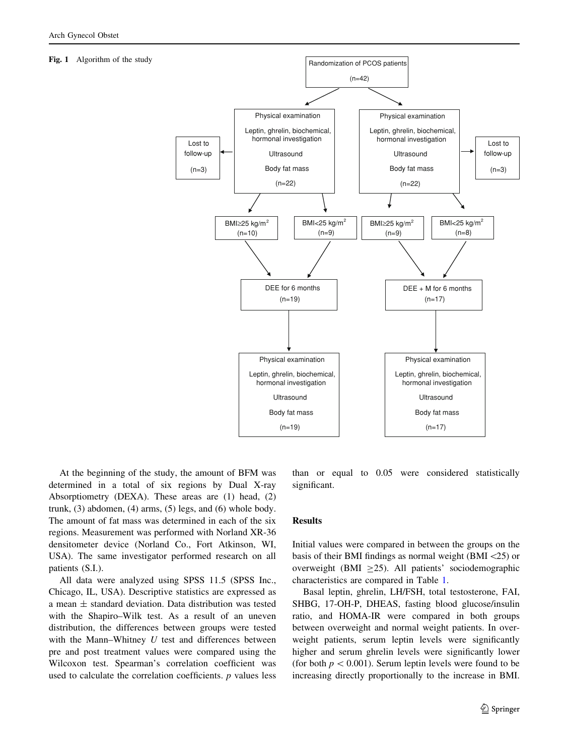**Fig. 1** Algorithm of the study

- Randomization of PCOS patients (n=42)
  - Physical examination; Leptin, ghrelin, biochemical, hormonal investigation; Ultrasound; Body fat mass (n=22)
    - Lost to follow-up (n=3)
    - BMI≥25 kg/m$^2$ (n=10)
    - BMI<25 kg/m$^2$ (n=9)
    - DEE for 6 months (n=19)
    - Physical examination; Leptin, ghrelin, biochemical, hormonal investigation; Ultrasound; Body fat mass (n=19)
  - Physical examination; Leptin, ghrelin, biochemical, hormonal investigation; Ultrasound; Body fat mass (n=22)
    - Lost to follow-up (n=3)
    - BMI≥25 kg/m$^2$ (n=9)
    - BMI<25 kg/m$^2$ (n=8)
    - DEE + M for 6 months (n=17)
    - Physical examination; Leptin, ghrelin, biochemical, hormonal investigation; Ultrasound; Body fat mass (n=17)

At the beginning of the study, the amount of BFM was determined in a total of six regions by Dual X-ray Absorptiometry (DEXA). These areas are (1) head, (2) trunk, (3) abdomen, (4) arms, (5) legs, and (6) whole body. The amount of fat mass was determined in each of the six regions. Measurement was performed with Norland XR-36 densitometer device (Norland Co., Fort Atkinson, WI, USA). The same investigator performed research on all patients (S.I.).

All data were analyzed using SPSS 11.5 (SPSS Inc., Chicago, IL, USA). Descriptive statistics are expressed as a mean ± standard deviation. Data distribution was tested with the Shapiro–Wilk test. As a result of an uneven distribution, the differences between groups were tested with the Mann–Whitney $U$ test and differences between pre and post treatment values were compared using the Wilcoxon test. Spearman's correlation coefficient was used to calculate the correlation coefficients. $p$ values less than or equal to 0.05 were considered statistically significant.

## Results

Initial values were compared in between the groups on the basis of their BMI findings as normal weight (BMI <25) or overweight (BMI $\geq$25). All patients' sociodemographic characteristics are compared in Table 1.

Basal leptin, ghrelin, LH/FSH, total testosterone, FAI, SHBG, 17-OH-P, DHEAS, fasting blood glucose/insulin ratio, and HOMA-IR were compared in both groups between overweight and normal weight patients. In overweight patients, serum leptin levels were significantly higher and serum ghrelin levels were significantly lower (for both $p < 0.001$). Serum leptin levels were found to be increasing directly proportionally to the increase in BMI.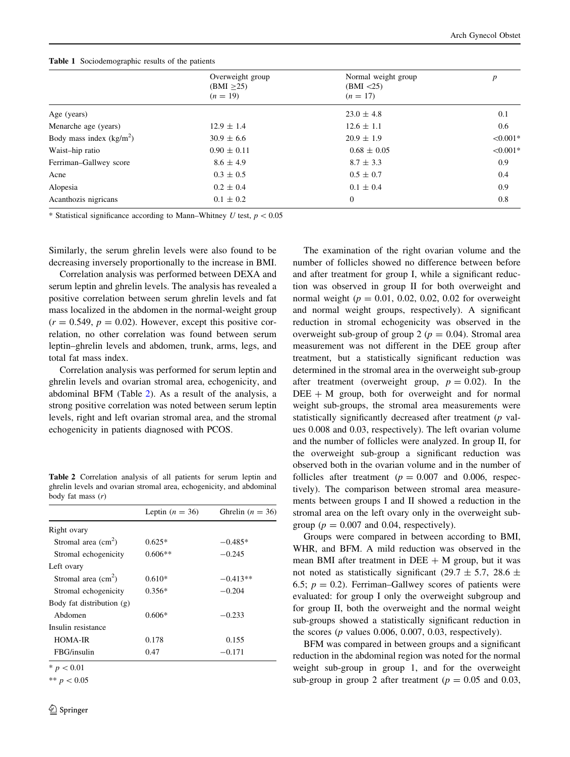**Table 1** Sociodemographic results of the patients

| | Overweight group (BMI ≥25) ($n = 19$) | Normal weight group (BMI <25) ($n = 17$) | $p$ |
|---|---|---|---|
| Age (years) | | 23.0 ± 4.8 | 0.1 |
| Menarche age (years) | 12.9 ± 1.4 | 12.6 ± 1.1 | 0.6 |
| Body mass index (kg/m$^2$) | 30.9 ± 6.6 | 20.9 ± 1.9 | <0.001* |
| Waist–hip ratio | 0.90 ± 0.11 | 0.68 ± 0.05 | <0.001* |
| Ferriman–Gallwey score | 8.6 ± 4.9 | 8.7 ± 3.3 | 0.9 |
| Acne | 0.3 ± 0.5 | 0.5 ± 0.7 | 0.4 |
| Alopesia | 0.2 ± 0.4 | 0.1 ± 0.4 | 0.9 |
| Acanthozis nigricans | 0.1 ± 0.2 | 0 | 0.8 |

* Statistical significance according to Mann–Whitney $U$ test, $p < 0.05$

Similarly, the serum ghrelin levels were also found to be decreasing inversely proportionally to the increase in BMI.

Correlation analysis was performed between DEXA and serum leptin and ghrelin levels. The analysis has revealed a positive correlation between serum ghrelin levels and fat mass localized in the abdomen in the normal-weight group ($r = 0.549$, $p = 0.02$). However, except this positive correlation, no other correlation was found between serum leptin–ghrelin levels and abdomen, trunk, arms, legs, and total fat mass index.

Correlation analysis was performed for serum leptin and ghrelin levels and ovarian stromal area, echogenicity, and abdominal BFM (Table 2). As a result of the analysis, a strong positive correlation was noted between serum leptin levels, right and left ovarian stromal area, and the stromal echogenicity in patients diagnosed with PCOS.

**Table 2** Correlation analysis of all patients for serum leptin and ghrelin levels and ovarian stromal area, echogenicity, and abdominal body fat mass ($r$)

| | Leptin ($n = 36$) | Ghrelin ($n = 36$) |
|---|---|---|
| Right ovary | | |
| Stromal area (cm$^2$) | 0.625* | −0.485* |
| Stromal echogenicity | 0.606** | −0.245 |
| Left ovary | | |
| Stromal area (cm$^2$) | 0.610* | −0.413** |
| Stromal echogenicity | 0.356* | −0.204 |
| Body fat distribution (g) | | |
| Abdomen | 0.606* | −0.233 |
| Insulin resistance | | |
| HOMA-IR | 0.178 | 0.155 |
| FBG/insulin | 0.47 | −0.171 |

* $p < 0.01$

** $p < 0.05$

The examination of the right ovarian volume and the number of follicles showed no difference between before and after treatment for group I, while a significant reduction was observed in group II for both overweight and normal weight ($p = 0.01$, 0.02, 0.02, 0.02 for overweight and normal weight groups, respectively). A significant reduction in stromal echogenicity was observed in the overweight sub-group of group 2 ($p = 0.04$). Stromal area measurement was not different in the DEE group after treatment, but a statistically significant reduction was determined in the stromal area in the overweight sub-group after treatment (overweight group, $p = 0.02$). In the DEE + M group, both for overweight and for normal weight sub-groups, the stromal area measurements were statistically significantly decreased after treatment ($p$ values 0.008 and 0.03, respectively). The left ovarian volume and the number of follicles were analyzed. In group II, for the overweight sub-group a significant reduction was observed both in the ovarian volume and in the number of follicles after treatment ($p = 0.007$ and 0.006, respectively). The comparison between stromal area measurements between groups I and II showed a reduction in the stromal area on the left ovary only in the overweight sub-group ($p = 0.007$ and 0.04, respectively).

Groups were compared in between according to BMI, WHR, and BFM. A mild reduction was observed in the mean BMI after treatment in DEE + M group, but it was not noted as statistically significant (29.7 ± 5.7, 28.6 ± 6.5; $p = 0.2$). Ferriman–Gallwey scores of patients were evaluated: for group I only the overweight subgroup and for group II, both the overweight and the normal weight sub-groups showed a statistically significant reduction in the scores ($p$ values 0.006, 0.007, 0.03, respectively).

BFM was compared in between groups and a significant reduction in the abdominal region was noted for the normal weight sub-group in group 1, and for the overweight sub-group in group 2 after treatment ($p = 0.05$ and 0.03,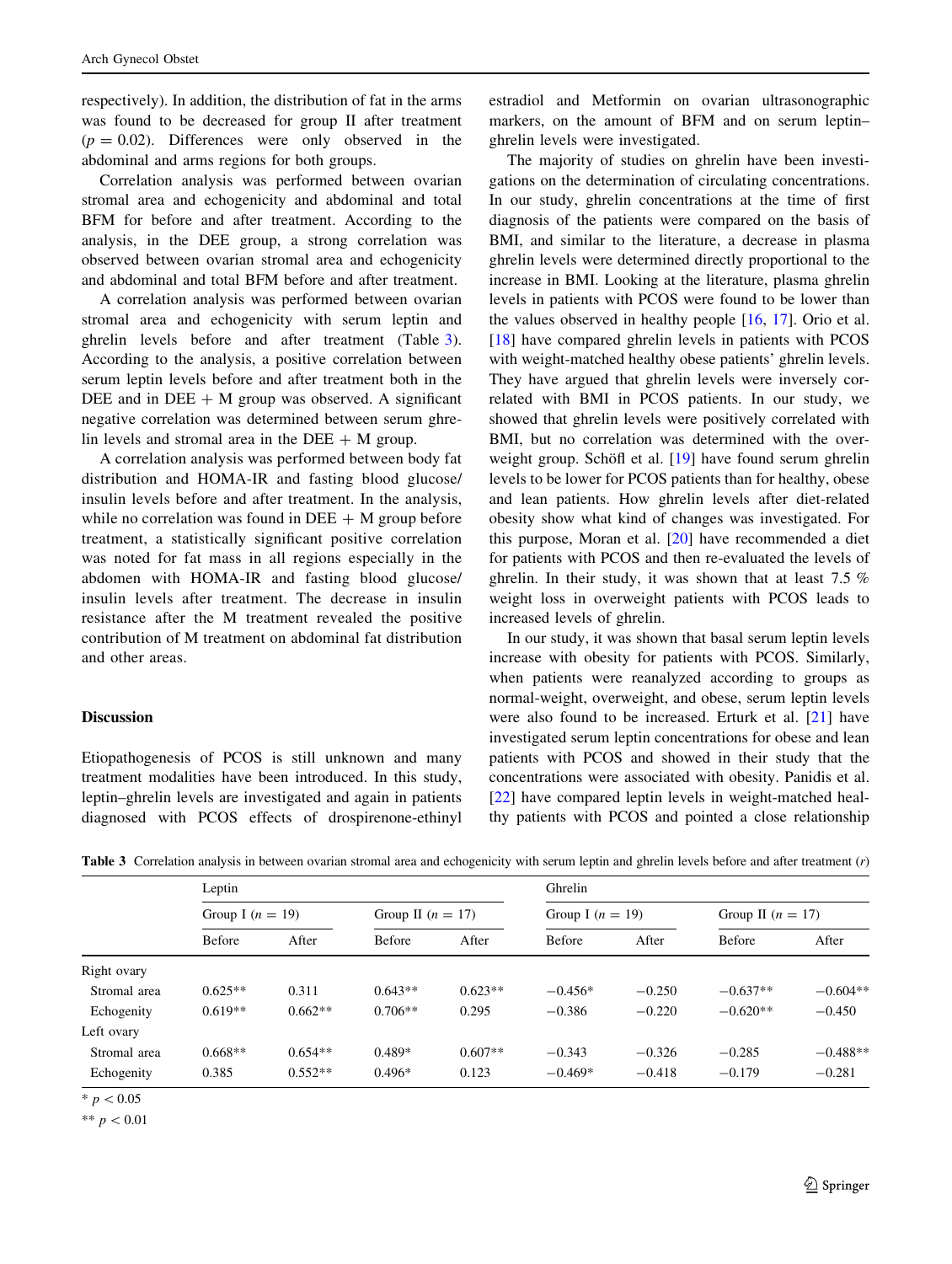respectively). In addition, the distribution of fat in the arms was found to be decreased for group II after treatment ($p = 0.02$). Differences were only observed in the abdominal and arms regions for both groups.

Correlation analysis was performed between ovarian stromal area and echogenicity and abdominal and total BFM for before and after treatment. According to the analysis, in the DEE group, a strong correlation was observed between ovarian stromal area and echogenicity and abdominal and total BFM before and after treatment.

A correlation analysis was performed between ovarian stromal area and echogenicity with serum leptin and ghrelin levels before and after treatment (Table 3). According to the analysis, a positive correlation between serum leptin levels before and after treatment both in the DEE and in DEE + M group was observed. A significant negative correlation was determined between serum ghrelin levels and stromal area in the DEE + M group.

A correlation analysis was performed between body fat distribution and HOMA-IR and fasting blood glucose/insulin levels before and after treatment. In the analysis, while no correlation was found in DEE + M group before treatment, a statistically significant positive correlation was noted for fat mass in all regions especially in the abdomen with HOMA-IR and fasting blood glucose/insulin levels after treatment. The decrease in insulin resistance after the M treatment revealed the positive contribution of M treatment on abdominal fat distribution and other areas.

## Discussion

Etiopathogenesis of PCOS is still unknown and many treatment modalities have been introduced. In this study, leptin–ghrelin levels are investigated and again in patients diagnosed with PCOS effects of drospirenone-ethinyl estradiol and Metformin on ovarian ultrasonographic markers, on the amount of BFM and on serum leptin–ghrelin levels were investigated.

The majority of studies on ghrelin have been investigations on the determination of circulating concentrations. In our study, ghrelin concentrations at the time of first diagnosis of the patients were compared on the basis of BMI, and similar to the literature, a decrease in plasma ghrelin levels were determined directly proportional to the increase in BMI. Looking at the literature, plasma ghrelin levels in patients with PCOS were found to be lower than the values observed in healthy people [16, 17]. Orio et al. [18] have compared ghrelin levels in patients with PCOS with weight-matched healthy obese patients' ghrelin levels. They have argued that ghrelin levels were inversely correlated with BMI in PCOS patients. In our study, we showed that ghrelin levels were positively correlated with BMI, but no correlation was determined with the overweight group. Schöfl et al. [19] have found serum ghrelin levels to be lower for PCOS patients than for healthy, obese and lean patients. How ghrelin levels after diet-related obesity show what kind of changes was investigated. For this purpose, Moran et al. [20] have recommended a diet for patients with PCOS and then re-evaluated the levels of ghrelin. In their study, it was shown that at least 7.5 % weight loss in overweight patients with PCOS leads to increased levels of ghrelin.

In our study, it was shown that basal serum leptin levels increase with obesity for patients with PCOS. Similarly, when patients were reanalyzed according to groups as normal-weight, overweight, and obese, serum leptin levels were also found to be increased. Erturk et al. [21] have investigated serum leptin concentrations for obese and lean patients with PCOS and showed in their study that the concentrations were associated with obesity. Panidis et al. [22] have compared leptin levels in weight-matched healthy patients with PCOS and pointed a close relationship

**Table 3** Correlation analysis in between ovarian stromal area and echogenicity with serum leptin and ghrelin levels before and after treatment ($r$)

| | Leptin | | | | Ghrelin | | | |
|---|---|---|---|---|---|---|---|---|
| | Group I ($n = 19$) | | Group II ($n = 17$) | | Group I ($n = 19$) | | Group II ($n = 17$) | |
| | Before | After | Before | After | Before | After | Before | After |
| Right ovary | | | | | | | | |
| Stromal area | 0.625** | 0.311 | 0.643** | 0.623** | −0.456* | −0.250 | −0.637** | −0.604** |
| Echogenity | 0.619** | 0.662** | 0.706** | 0.295 | −0.386 | −0.220 | −0.620** | −0.450 |
| Left ovary | | | | | | | | |
| Stromal area | 0.668** | 0.654** | 0.489* | 0.607** | −0.343 | −0.326 | −0.285 | −0.488** |
| Echogenity | 0.385 | 0.552** | 0.496* | 0.123 | −0.469* | −0.418 | −0.179 | −0.281 |

* $p < 0.05$

** $p < 0.01$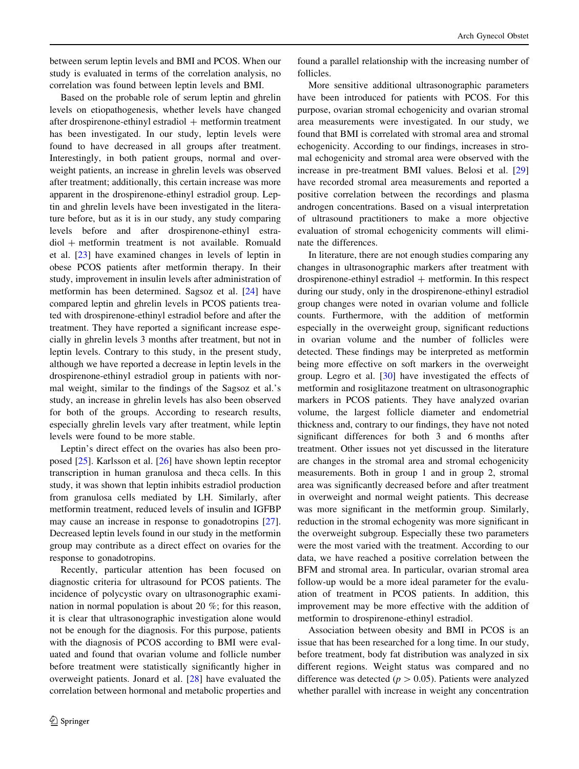between serum leptin levels and BMI and PCOS. When our study is evaluated in terms of the correlation analysis, no correlation was found between leptin levels and BMI.

Based on the probable role of serum leptin and ghrelin levels on etiopathogenesis, whether levels have changed after drospirenone-ethinyl estradiol + metformin treatment has been investigated. In our study, leptin levels were found to have decreased in all groups after treatment. Interestingly, in both patient groups, normal and overweight patients, an increase in ghrelin levels was observed after treatment; additionally, this certain increase was more apparent in the drospirenone-ethinyl estradiol group. Leptin and ghrelin levels have been investigated in the literature before, but as it is in our study, any study comparing levels before and after drospirenone-ethinyl estradiol + metformin treatment is not available. Romuald et al. [23] have examined changes in levels of leptin in obese PCOS patients after metformin therapy. In their study, improvement in insulin levels after administration of metformin has been determined. Sagsoz et al. [24] have compared leptin and ghrelin levels in PCOS patients treated with drospirenone-ethinyl estradiol before and after the treatment. They have reported a significant increase especially in ghrelin levels 3 months after treatment, but not in leptin levels. Contrary to this study, in the present study, although we have reported a decrease in leptin levels in the drospirenone-ethinyl estradiol group in patients with normal weight, similar to the findings of the Sagsoz et al.'s study, an increase in ghrelin levels has also been observed for both of the groups. According to research results, especially ghrelin levels vary after treatment, while leptin levels were found to be more stable.

Leptin's direct effect on the ovaries has also been proposed [25]. Karlsson et al. [26] have shown leptin receptor transcription in human granulosa and theca cells. In this study, it was shown that leptin inhibits estradiol production from granulosa cells mediated by LH. Similarly, after metformin treatment, reduced levels of insulin and IGFBP may cause an increase in response to gonadotropins [27]. Decreased leptin levels found in our study in the metformin group may contribute as a direct effect on ovaries for the response to gonadotropins.

Recently, particular attention has been focused on diagnostic criteria for ultrasound for PCOS patients. The incidence of polycystic ovary on ultrasonographic examination in normal population is about 20 %; for this reason, it is clear that ultrasonographic investigation alone would not be enough for the diagnosis. For this purpose, patients with the diagnosis of PCOS according to BMI were evaluated and found that ovarian volume and follicle number before treatment were statistically significantly higher in overweight patients. Jonard et al. [28] have evaluated the correlation between hormonal and metabolic properties and found a parallel relationship with the increasing number of follicles.

More sensitive additional ultrasonographic parameters have been introduced for patients with PCOS. For this purpose, ovarian stromal echogenicity and ovarian stromal area measurements were investigated. In our study, we found that BMI is correlated with stromal area and stromal echogenicity. According to our findings, increases in stromal echogenicity and stromal area were observed with the increase in pre-treatment BMI values. Belosi et al. [29] have recorded stromal area measurements and reported a positive correlation between the recordings and plasma androgen concentrations. Based on a visual interpretation of ultrasound practitioners to make a more objective evaluation of stromal echogenicity comments will eliminate the differences.

In literature, there are not enough studies comparing any changes in ultrasonographic markers after treatment with drospirenone-ethinyl estradiol + metformin. In this respect during our study, only in the drospirenone-ethinyl estradiol group changes were noted in ovarian volume and follicle counts. Furthermore, with the addition of metformin especially in the overweight group, significant reductions in ovarian volume and the number of follicles were detected. These findings may be interpreted as metformin being more effective on soft markers in the overweight group. Legro et al. [30] have investigated the effects of metformin and rosiglitazone treatment on ultrasonographic markers in PCOS patients. They have analyzed ovarian volume, the largest follicle diameter and endometrial thickness and, contrary to our findings, they have not noted significant differences for both 3 and 6 months after treatment. Other issues not yet discussed in the literature are changes in the stromal area and stromal echogenicity measurements. Both in group 1 and in group 2, stromal area was significantly decreased before and after treatment in overweight and normal weight patients. This decrease was more significant in the metformin group. Similarly, reduction in the stromal echogenity was more significant in the overweight subgroup. Especially these two parameters were the most varied with the treatment. According to our data, we have reached a positive correlation between the BFM and stromal area. In particular, ovarian stromal area follow-up would be a more ideal parameter for the evaluation of treatment in PCOS patients. In addition, this improvement may be more effective with the addition of metformin to drospirenone-ethinyl estradiol.

Association between obesity and BMI in PCOS is an issue that has been researched for a long time. In our study, before treatment, body fat distribution was analyzed in six different regions. Weight status was compared and no difference was detected ($p > 0.05$). Patients were analyzed whether parallel with increase in weight any concentration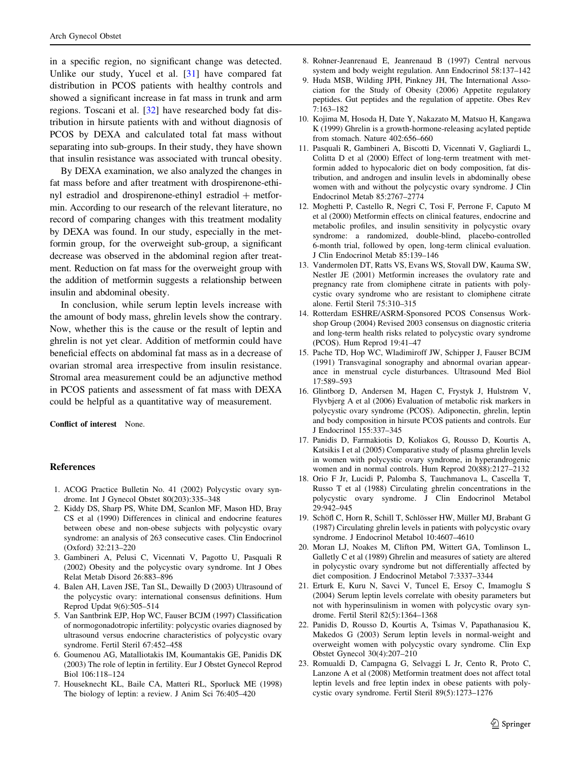in a specific region, no significant change was detected. Unlike our study, Yucel et al. [31] have compared fat distribution in PCOS patients with healthy controls and showed a significant increase in fat mass in trunk and arm regions. Toscani et al. [32] have researched body fat distribution in hirsute patients with and without diagnosis of PCOS by DEXA and calculated total fat mass without separating into sub-groups. In their study, they have shown that insulin resistance was associated with truncal obesity.

By DEXA examination, we also analyzed the changes in fat mass before and after treatment with drospirenone-ethinyl estradiol and drospirenone-ethinyl estradiol + metformin. According to our research of the relevant literature, no record of comparing changes with this treatment modality by DEXA was found. In our study, especially in the metformin group, for the overweight sub-group, a significant decrease was observed in the abdominal region after treatment. Reduction on fat mass for the overweight group with the addition of metformin suggests a relationship between insulin and abdominal obesity.

In conclusion, while serum leptin levels increase with the amount of body mass, ghrelin levels show the contrary. Now, whether this is the cause or the result of leptin and ghrelin is not yet clear. Addition of metformin could have beneficial effects on abdominal fat mass as in a decrease of ovarian stromal area irrespective from insulin resistance. Stromal area measurement could be an adjunctive method in PCOS patients and assessment of fat mass with DEXA could be helpful as a quantitative way of measurement.

**Conflict of interest** None.

## References

1. ACOG Practice Bulletin No. 41 (2002) Polycystic ovary syndrome. Int J Gynecol Obstet 80(203):335–348
2. Kiddy DS, Sharp PS, White DM, Scanlon MF, Mason HD, Bray CS et al (1990) Differences in clinical and endocrine features between obese and non-obese subjects with polycystic ovary syndrome: an analysis of 263 consecutive cases. Clin Endocrinol (Oxford) 32:213–220
3. Gambineri A, Pelusi C, Vicennati V, Pagotto U, Pasquali R (2002) Obesity and the polycystic ovary syndrome. Int J Obes Relat Metab Disord 26:883–896
4. Balen AH, Laven JSE, Tan SL, Dewailly D (2003) Ultrasound of the polycystic ovary: international consensus definitions. Hum Reprod Updat 9(6):505–514
5. Van Santbrink EJP, Hop WC, Fauser BCJM (1997) Classification of normogonadotropic infertility: polycystic ovaries diagnosed by ultrasound versus endocrine characteristics of polycystic ovary syndrome. Fertil Steril 67:452–458
6. Goumenou AG, Matalliotakis IM, Koumantakis GE, Panidis DK (2003) The role of leptin in fertility. Eur J Obstet Gynecol Reprod Biol 106:118–124
7. Houseknecht KL, Baile CA, Matteri RL, Sporluck ME (1998) The biology of leptin: a review. J Anim Sci 76:405–420
8. Rohner-Jeanrenaud E, Jeanrenaud B (1997) Central nervous system and body weight regulation. Ann Endocrinol 58:137–142
9. Huda MSB, Wilding JPH, Pinkney JH, The International Association for the Study of Obesity (2006) Appetite regulatory peptides. Gut peptides and the regulation of appetite. Obes Rev 7:163–182
10. Kojima M, Hosoda H, Date Y, Nakazato M, Matsuo H, Kangawa K (1999) Ghrelin is a growth-hormone-releasing acylated peptide from stomach. Nature 402:656–660
11. Pasquali R, Gambineri A, Biscotti D, Vicennati V, Gagliardi L, Colitta D et al (2000) Effect of long-term treatment with metformin added to hypocaloric diet on body composition, fat distribution, and androgen and insulin levels in abdominally obese women with and without the polycystic ovary syndrome. J Clin Endocrinol Metab 85:2767–2774
12. Moghetti P, Castello R, Negri C, Tosi F, Perrone F, Caputo M et al (2000) Metformin effects on clinical features, endocrine and metabolic profiles, and insulin sensitivity in polycystic ovary syndrome: a randomized, double-blind, placebo-controlled 6-month trial, followed by open, long-term clinical evaluation. J Clin Endocrinol Metab 85:139–146
13. Vandermolen DT, Ratts VS, Evans WS, Stovall DW, Kauma SW, Nestler JE (2001) Metformin increases the ovulatory rate and pregnancy rate from clomiphene citrate in patients with polycystic ovary syndrome who are resistant to clomiphene citrate alone. Fertil Steril 75:310–315
14. Rotterdam ESHRE/ASRM-Sponsored PCOS Consensus Workshop Group (2004) Revised 2003 consensus on diagnostic criteria and long-term health risks related to polycystic ovary syndrome (PCOS). Hum Reprod 19:41–47
15. Pache TD, Hop WC, Wladimiroff JW, Schipper J, Fauser BCJM (1991) Transvaginal sonography and abnormal ovarian appearance in menstrual cycle disturbances. Ultrasound Med Biol 17:589–593
16. Glintborg D, Andersen M, Hagen C, Frystyk J, Hulstrøm V, Flyvbjerg A et al (2006) Evaluation of metabolic risk markers in polycystic ovary syndrome (PCOS). Adiponectin, ghrelin, leptin and body composition in hirsute PCOS patients and controls. Eur J Endocrinol 155:337–345
17. Panidis D, Farmakiotis D, Koliakos G, Rousso D, Kourtis A, Katsikis I et al (2005) Comparative study of plasma ghrelin levels in women with polycystic ovary syndrome, in hyperandrogenic women and in normal controls. Hum Reprod 20(88):2127–2132
18. Orio F Jr, Lucidi P, Palomba S, Tauchmanova L, Cascella T, Russo T et al (1988) Circulating ghrelin concentrations in the polycystic ovary syndrome. J Clin Endocrinol Metabol 29:942–945
19. Schöfl C, Horn R, Schill T, Schlösser HW, Müller MJ, Brabant G (1987) Circulating ghrelin levels in patients with polycystic ovary syndrome. J Endocrinol Metabol 10:4607–4610
20. Moran LJ, Noakes M, Clifton PM, Wittert GA, Tomlinson L, Galletly C et al (1989) Ghrelin and measures of satiety are altered in polycystic ovary syndrome but not differentially affected by diet composition. J Endocrinol Metabol 7:3337–3344
21. Erturk E, Kuru N, Savci V, Tuncel E, Ersoy C, Imamoglu S (2004) Serum leptin levels correlate with obesity parameters but not with hyperinsulinism in women with polycystic ovary syndrome. Fertil Steril 82(5):1364–1368
22. Panidis D, Rousso D, Kourtis A, Tsimas V, Papathanasiou K, Makedos G (2003) Serum leptin levels in normal-weight and overweight women with polycystic ovary syndrome. Clin Exp Obstet Gynecol 30(4):207–210
23. Romualdi D, Campagna G, Selvaggi L Jr, Cento R, Proto C, Lanzone A et al (2008) Metformin treatment does not affect total leptin levels and free leptin index in obese patients with polycystic ovary syndrome. Fertil Steril 89(5):1273–1276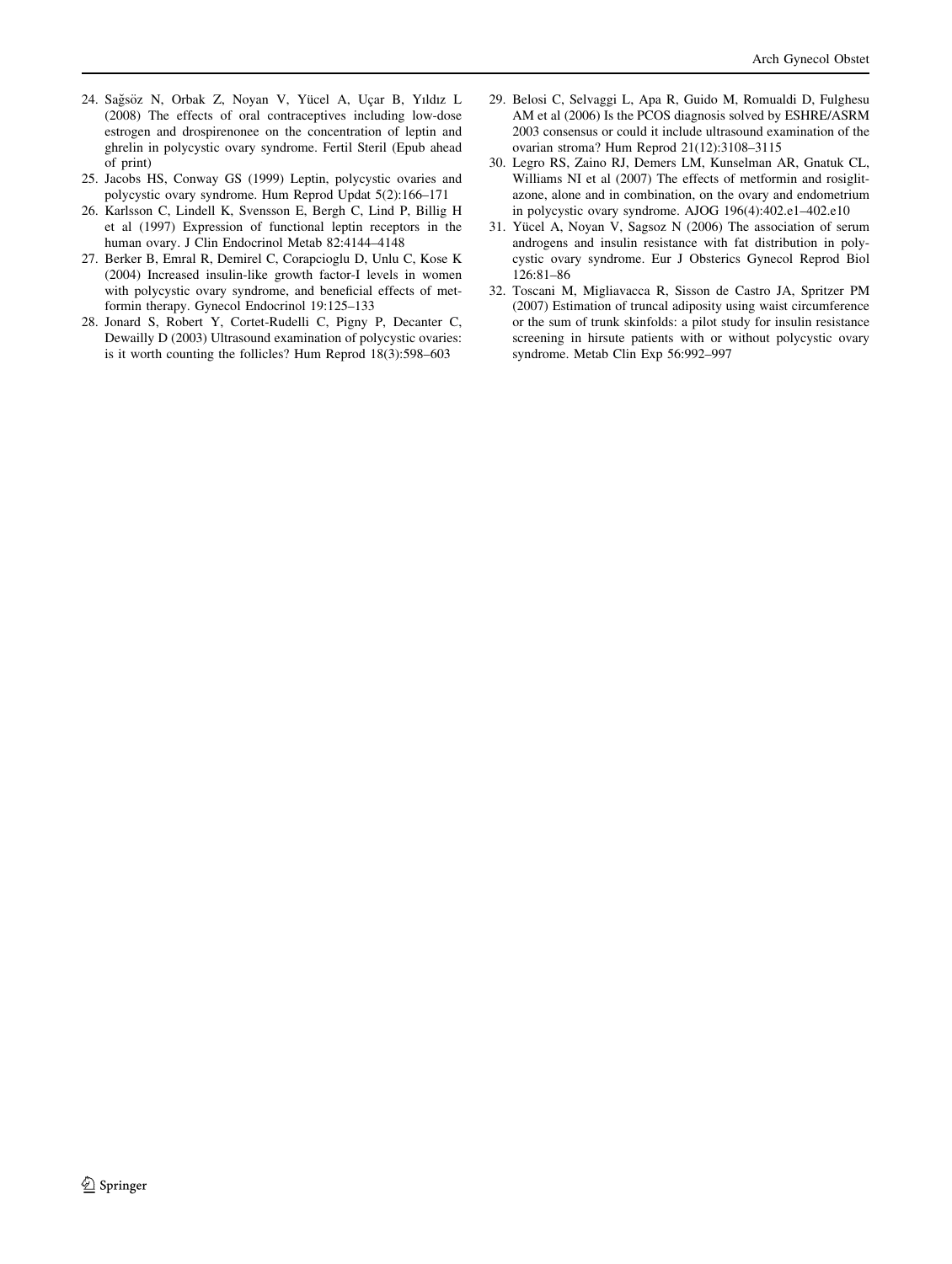24. Sağsöz N, Orbak Z, Noyan V, Yücel A, Uçar B, Yıldız L (2008) The effects of oral contraceptives including low-dose estrogen and drospirenonee on the concentration of leptin and ghrelin in polycystic ovary syndrome. Fertil Steril (Epub ahead of print)
25. Jacobs HS, Conway GS (1999) Leptin, polycystic ovaries and polycystic ovary syndrome. Hum Reprod Updat 5(2):166–171
26. Karlsson C, Lindell K, Svensson E, Bergh C, Lind P, Billig H et al (1997) Expression of functional leptin receptors in the human ovary. J Clin Endocrinol Metab 82:4144–4148
27. Berker B, Emral R, Demirel C, Corapcioglu D, Unlu C, Kose K (2004) Increased insulin-like growth factor-I levels in women with polycystic ovary syndrome, and beneficial effects of metformin therapy. Gynecol Endocrinol 19:125–133
28. Jonard S, Robert Y, Cortet-Rudelli C, Pigny P, Decanter C, Dewailly D (2003) Ultrasound examination of polycystic ovaries: is it worth counting the follicles? Hum Reprod 18(3):598–603
29. Belosi C, Selvaggi L, Apa R, Guido M, Romualdi D, Fulghesu AM et al (2006) Is the PCOS diagnosis solved by ESHRE/ASRM 2003 consensus or could it include ultrasound examination of the ovarian stroma? Hum Reprod 21(12):3108–3115
30. Legro RS, Zaino RJ, Demers LM, Kunselman AR, Gnatuk CL, Williams NI et al (2007) The effects of metformin and rosiglitazone, alone and in combination, on the ovary and endometrium in polycystic ovary syndrome. AJOG 196(4):402.e1–402.e10
31. Yücel A, Noyan V, Sagsoz N (2006) The association of serum androgens and insulin resistance with fat distribution in polycystic ovary syndrome. Eur J Obsterics Gynecol Reprod Biol 126:81–86
32. Toscani M, Migliavacca R, Sisson de Castro JA, Spritzer PM (2007) Estimation of truncal adiposity using waist circumference or the sum of trunk skinfolds: a pilot study for insulin resistance screening in hirsute patients with or without polycystic ovary syndrome. Metab Clin Exp 56:992–997